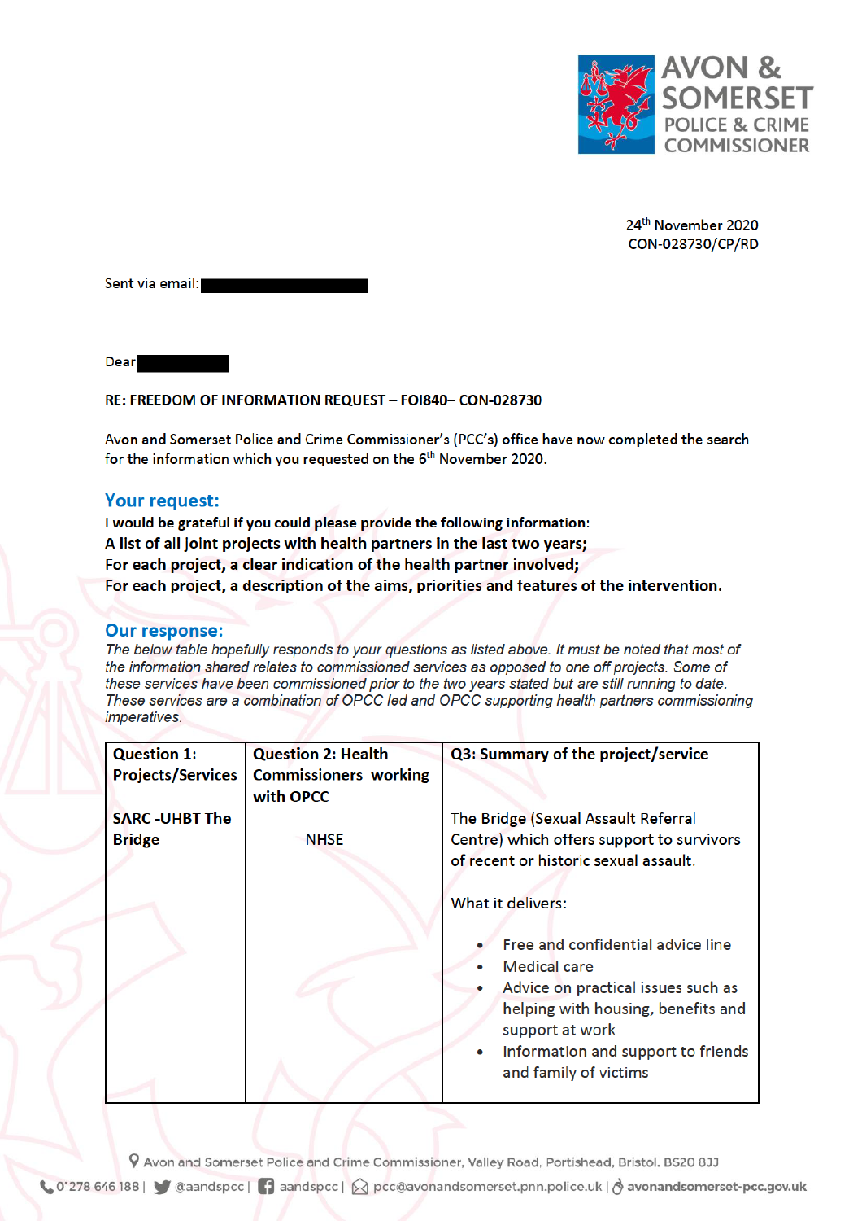AVON & SOMERSET POLICE & CRIME COMMISSIONER

24th November 2020
CON-028730/CP/RD

Sent via email: ██████████

Dear ██████

**RE: FREEDOM OF INFORMATION REQUEST – FOI840– CON-028730**

Avon and Somerset Police and Crime Commissioner's (PCC's) office have now completed the search for the information which you requested on the 6th November 2020.

## Your request:

**I would be grateful if you could please provide the following information:**
**A list of all joint projects with health partners in the last two years;**
**For each project, a clear indication of the health partner involved;**
**For each project, a description of the aims, priorities and features of the intervention.**

## Our response:

*The below table hopefully responds to your questions as listed above. It must be noted that most of the information shared relates to commissioned services as opposed to one off projects. Some of these services have been commissioned prior to the two years stated but are still running to date. These services are a combination of OPCC led and OPCC supporting health partners commissioning imperatives.*

| Question 1: Projects/Services | Question 2: Health Commissioners working with OPCC | Q3: Summary of the project/service |
|---|---|---|
| SARC -UHBT The Bridge | NHSE | The Bridge (Sexual Assault Referral Centre) which offers support to survivors of recent or historic sexual assault.<br><br>What it delivers:<br><br>• Free and confidential advice line<br>• Medical care<br>• Advice on practical issues such as helping with housing, benefits and support at work<br>• Information and support to friends and family of victims |

Avon and Somerset Police and Crime Commissioner, Valley Road, Portishead, Bristol. BS20 8JJ
01278 646 188 | @aandspcc | aandspcc | pcc@avonandsomerset.pnn.police.uk | avonandsomerset-pcc.gov.uk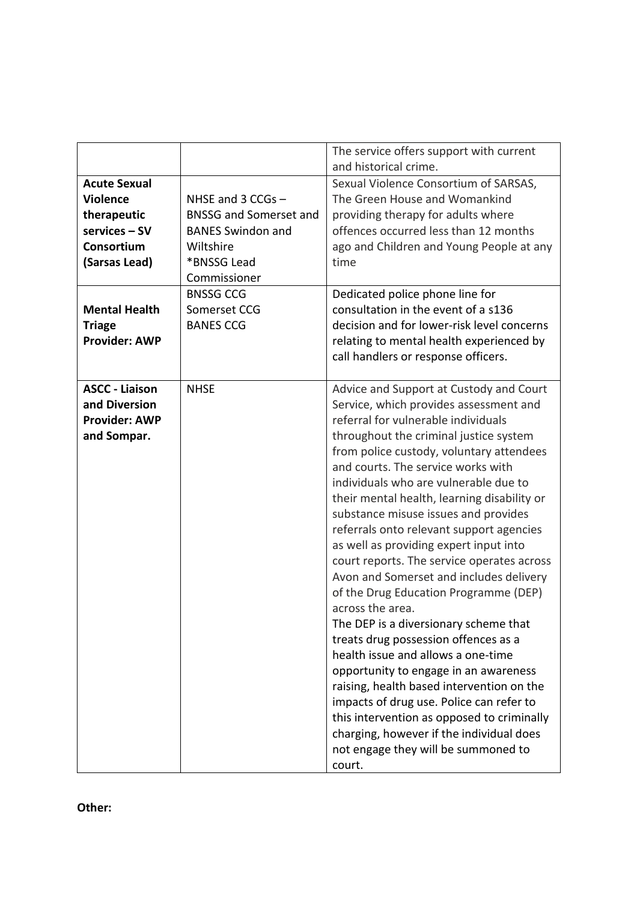| | | |
|---|---|---|
| | | The service offers support with current and historical crime. |
| **Acute Sexual Violence therapeutic services – SV Consortium (Sarsas Lead)** | NHSE and 3 CCGs – BNSSG and Somerset and BANES Swindon and Wiltshire *BNSSG Lead Commissioner | Sexual Violence Consortium of SARSAS, The Green House and Womankind providing therapy for adults where offences occurred less than 12 months ago and Children and Young People at any time |
| **Mental Health Triage Provider: AWP** | BNSSG CCG Somerset CCG BANES CCG | Dedicated police phone line for consultation in the event of a s136 decision and for lower-risk level concerns relating to mental health experienced by call handlers or response officers. |
| **ASCC - Liaison and Diversion Provider: AWP and Sompar.** | NHSE | Advice and Support at Custody and Court Service, which provides assessment and referral for vulnerable individuals throughout the criminal justice system from police custody, voluntary attendees and courts. The service works with individuals who are vulnerable due to their mental health, learning disability or substance misuse issues and provides referrals onto relevant support agencies as well as providing expert input into court reports. The service operates across Avon and Somerset and includes delivery of the Drug Education Programme (DEP) across the area.<br>The DEP is a diversionary scheme that treats drug possession offences as a health issue and allows a one-time opportunity to engage in an awareness raising, health based intervention on the impacts of drug use. Police can refer to this intervention as opposed to criminally charging, however if the individual does not engage they will be summoned to court. |

**Other:**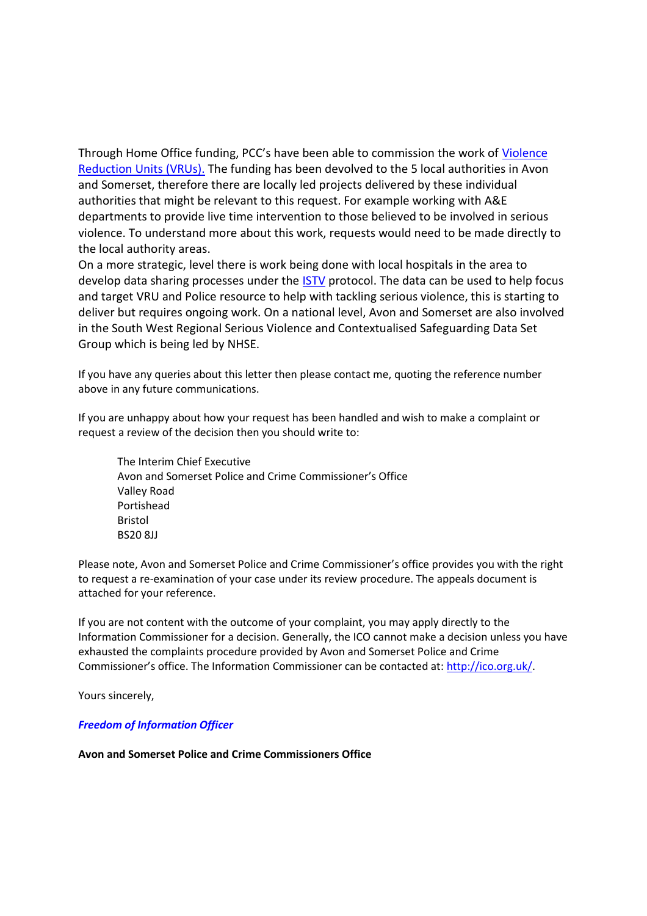Through Home Office funding, PCC's have been able to commission the work of Violence Reduction Units (VRUs). The funding has been devolved to the 5 local authorities in Avon and Somerset, therefore there are locally led projects delivered by these individual authorities that might be relevant to this request. For example working with A&E departments to provide live time intervention to those believed to be involved in serious violence. To understand more about this work, requests would need to be made directly to the local authority areas.

On a more strategic, level there is work being done with local hospitals in the area to develop data sharing processes under the ISTV protocol. The data can be used to help focus and target VRU and Police resource to help with tackling serious violence, this is starting to deliver but requires ongoing work. On a national level, Avon and Somerset are also involved in the South West Regional Serious Violence and Contextualised Safeguarding Data Set Group which is being led by NHSE.

If you have any queries about this letter then please contact me, quoting the reference number above in any future communications.

If you are unhappy about how your request has been handled and wish to make a complaint or request a review of the decision then you should write to:

The Interim Chief Executive
Avon and Somerset Police and Crime Commissioner's Office
Valley Road
Portishead
Bristol
BS20 8JJ

Please note, Avon and Somerset Police and Crime Commissioner's office provides you with the right to request a re-examination of your case under its review procedure. The appeals document is attached for your reference.

If you are not content with the outcome of your complaint, you may apply directly to the Information Commissioner for a decision. Generally, the ICO cannot make a decision unless you have exhausted the complaints procedure provided by Avon and Somerset Police and Crime Commissioner's office. The Information Commissioner can be contacted at: http://ico.org.uk/.

Yours sincerely,

***Freedom of Information Officer***

**Avon and Somerset Police and Crime Commissioners Office**